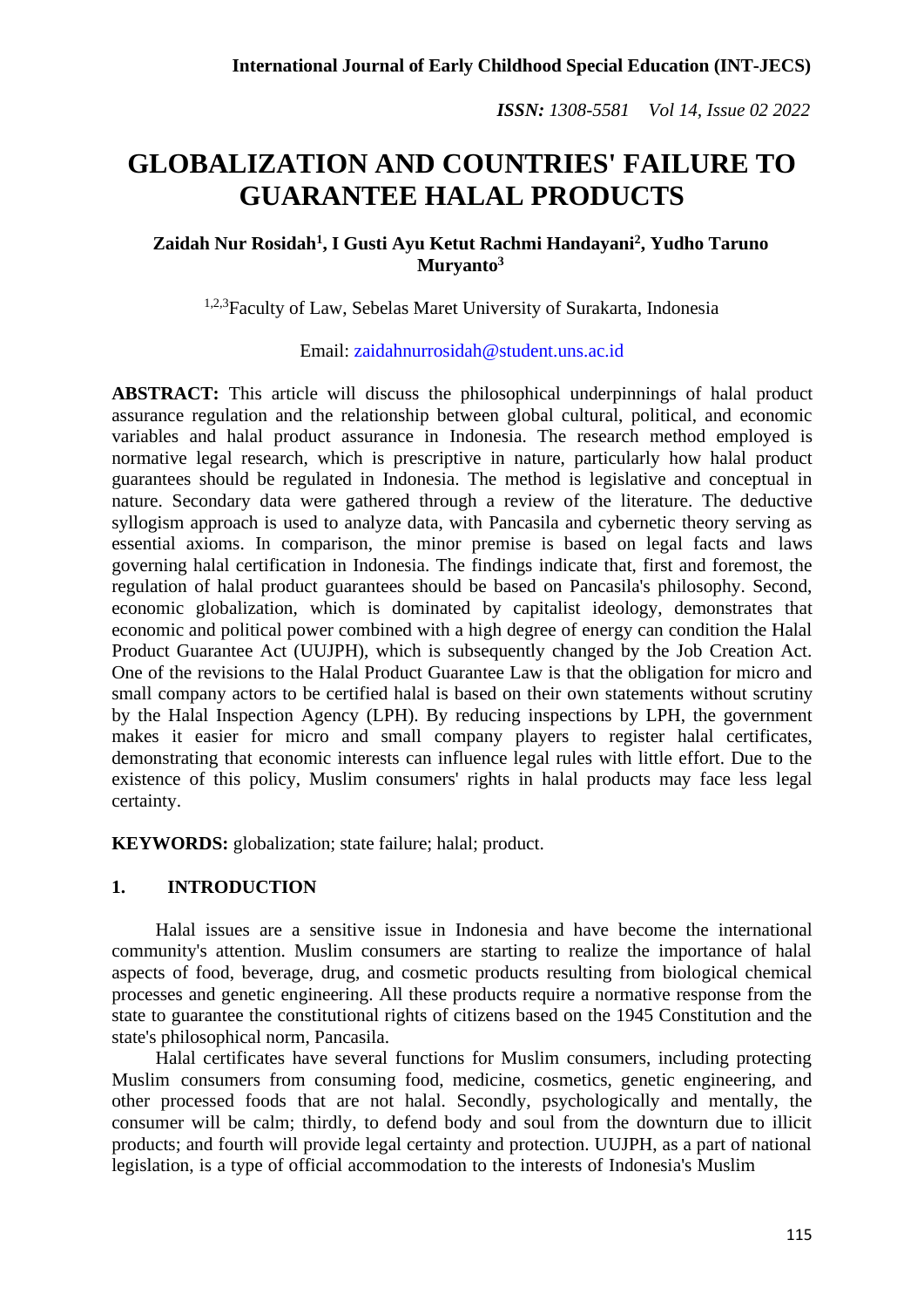# GLOBALIZATION AND COUNTRIES' FAILURE TO GUARANTEE HALAL PRODUCTS

**Zaidah Nur Rosidah[1], I Gusti Ayu Ketut Rachmi Handayani[2], Yudho Taruno Muryanto[3]**

[1,2,3]Faculty of Law, Sebelas Maret University of Surakarta, Indonesia

Email: zaidahnurrosidah@student.uns.ac.id

**ABSTRACT:** This article will discuss the philosophical underpinnings of halal product assurance regulation and the relationship between global cultural, political, and economic variables and halal product assurance in Indonesia. The research method employed is normative legal research, which is prescriptive in nature, particularly how halal product guarantees should be regulated in Indonesia. The method is legislative and conceptual in nature. Secondary data were gathered through a review of the literature. The deductive syllogism approach is used to analyze data, with Pancasila and cybernetic theory serving as essential axioms. In comparison, the minor premise is based on legal facts and laws governing halal certification in Indonesia. The findings indicate that, first and foremost, the regulation of halal product guarantees should be based on Pancasila's philosophy. Second, economic globalization, which is dominated by capitalist ideology, demonstrates that economic and political power combined with a high degree of energy can condition the Halal Product Guarantee Act (UUJPH), which is subsequently changed by the Job Creation Act. One of the revisions to the Halal Product Guarantee Law is that the obligation for micro and small company actors to be certified halal is based on their own statements without scrutiny by the Halal Inspection Agency (LPH). By reducing inspections by LPH, the government makes it easier for micro and small company players to register halal certificates, demonstrating that economic interests can influence legal rules with little effort. Due to the existence of this policy, Muslim consumers' rights in halal products may face less legal certainty.

**KEYWORDS:** globalization; state failure; halal; product.

## 1. INTRODUCTION

Halal issues are a sensitive issue in Indonesia and have become the international community's attention. Muslim consumers are starting to realize the importance of halal aspects of food, beverage, drug, and cosmetic products resulting from biological chemical processes and genetic engineering. All these products require a normative response from the state to guarantee the constitutional rights of citizens based on the 1945 Constitution and the state's philosophical norm, Pancasila.

Halal certificates have several functions for Muslim consumers, including protecting Muslim consumers from consuming food, medicine, cosmetics, genetic engineering, and other processed foods that are not halal. Secondly, psychologically and mentally, the consumer will be calm; thirdly, to defend body and soul from the downturn due to illicit products; and fourth will provide legal certainty and protection. UUJPH, as a part of national legislation, is a type of official accommodation to the interests of Indonesia's Muslim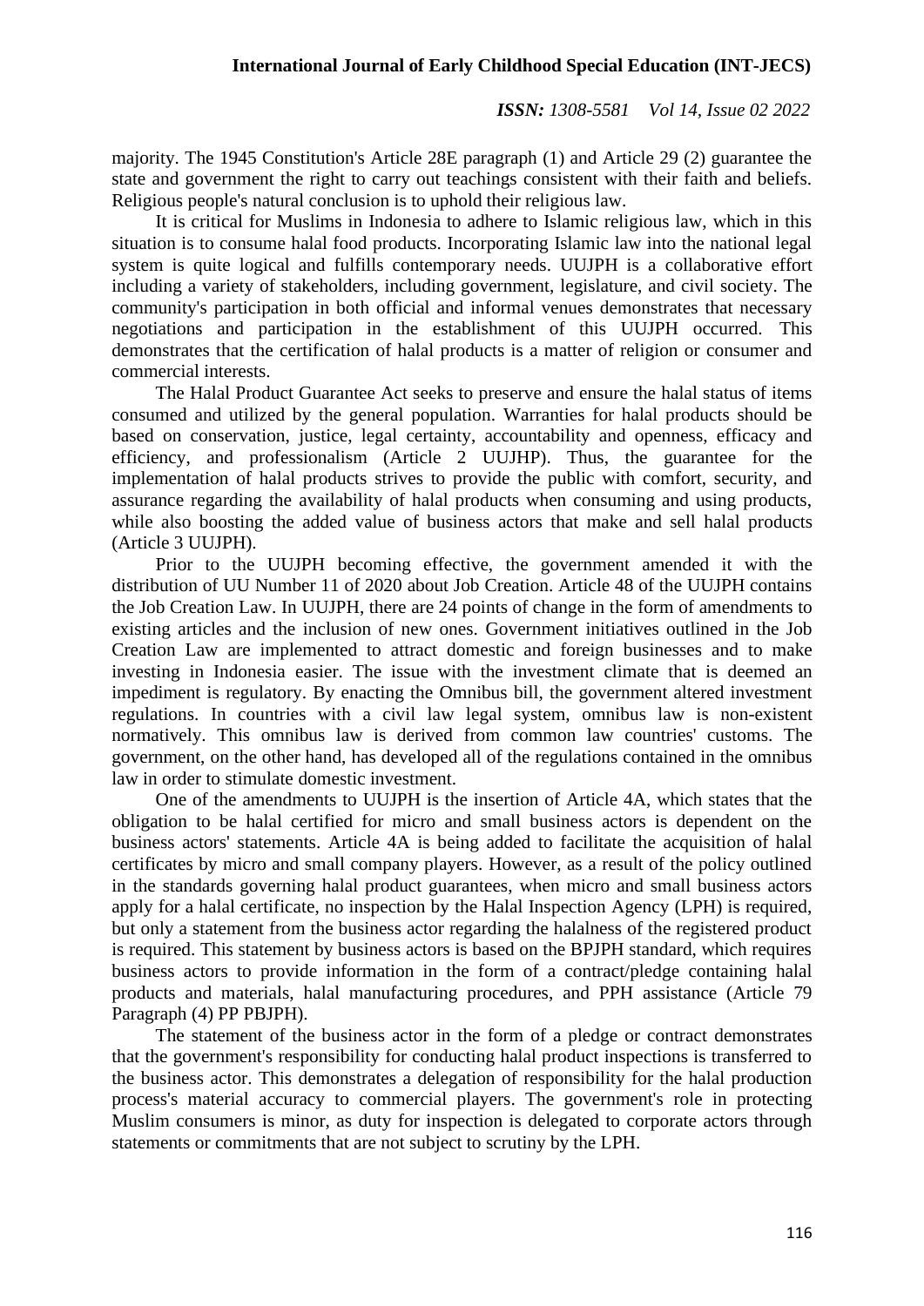majority. The 1945 Constitution's Article 28E paragraph (1) and Article 29 (2) guarantee the state and government the right to carry out teachings consistent with their faith and beliefs. Religious people's natural conclusion is to uphold their religious law.

It is critical for Muslims in Indonesia to adhere to Islamic religious law, which in this situation is to consume halal food products. Incorporating Islamic law into the national legal system is quite logical and fulfills contemporary needs. UUJPH is a collaborative effort including a variety of stakeholders, including government, legislature, and civil society. The community's participation in both official and informal venues demonstrates that necessary negotiations and participation in the establishment of this UUJPH occurred. This demonstrates that the certification of halal products is a matter of religion or consumer and commercial interests.

The Halal Product Guarantee Act seeks to preserve and ensure the halal status of items consumed and utilized by the general population. Warranties for halal products should be based on conservation, justice, legal certainty, accountability and openness, efficacy and efficiency, and professionalism (Article 2 UUJHP). Thus, the guarantee for the implementation of halal products strives to provide the public with comfort, security, and assurance regarding the availability of halal products when consuming and using products, while also boosting the added value of business actors that make and sell halal products (Article 3 UUJPH).

Prior to the UUJPH becoming effective, the government amended it with the distribution of UU Number 11 of 2020 about Job Creation. Article 48 of the UUJPH contains the Job Creation Law. In UUJPH, there are 24 points of change in the form of amendments to existing articles and the inclusion of new ones. Government initiatives outlined in the Job Creation Law are implemented to attract domestic and foreign businesses and to make investing in Indonesia easier. The issue with the investment climate that is deemed an impediment is regulatory. By enacting the Omnibus bill, the government altered investment regulations. In countries with a civil law legal system, omnibus law is non-existent normatively. This omnibus law is derived from common law countries' customs. The government, on the other hand, has developed all of the regulations contained in the omnibus law in order to stimulate domestic investment.

One of the amendments to UUJPH is the insertion of Article 4A, which states that the obligation to be halal certified for micro and small business actors is dependent on the business actors' statements. Article 4A is being added to facilitate the acquisition of halal certificates by micro and small company players. However, as a result of the policy outlined in the standards governing halal product guarantees, when micro and small business actors apply for a halal certificate, no inspection by the Halal Inspection Agency (LPH) is required, but only a statement from the business actor regarding the halalness of the registered product is required. This statement by business actors is based on the BPJPH standard, which requires business actors to provide information in the form of a contract/pledge containing halal products and materials, halal manufacturing procedures, and PPH assistance (Article 79 Paragraph (4) PP PBJPH).

The statement of the business actor in the form of a pledge or contract demonstrates that the government's responsibility for conducting halal product inspections is transferred to the business actor. This demonstrates a delegation of responsibility for the halal production process's material accuracy to commercial players. The government's role in protecting Muslim consumers is minor, as duty for inspection is delegated to corporate actors through statements or commitments that are not subject to scrutiny by the LPH.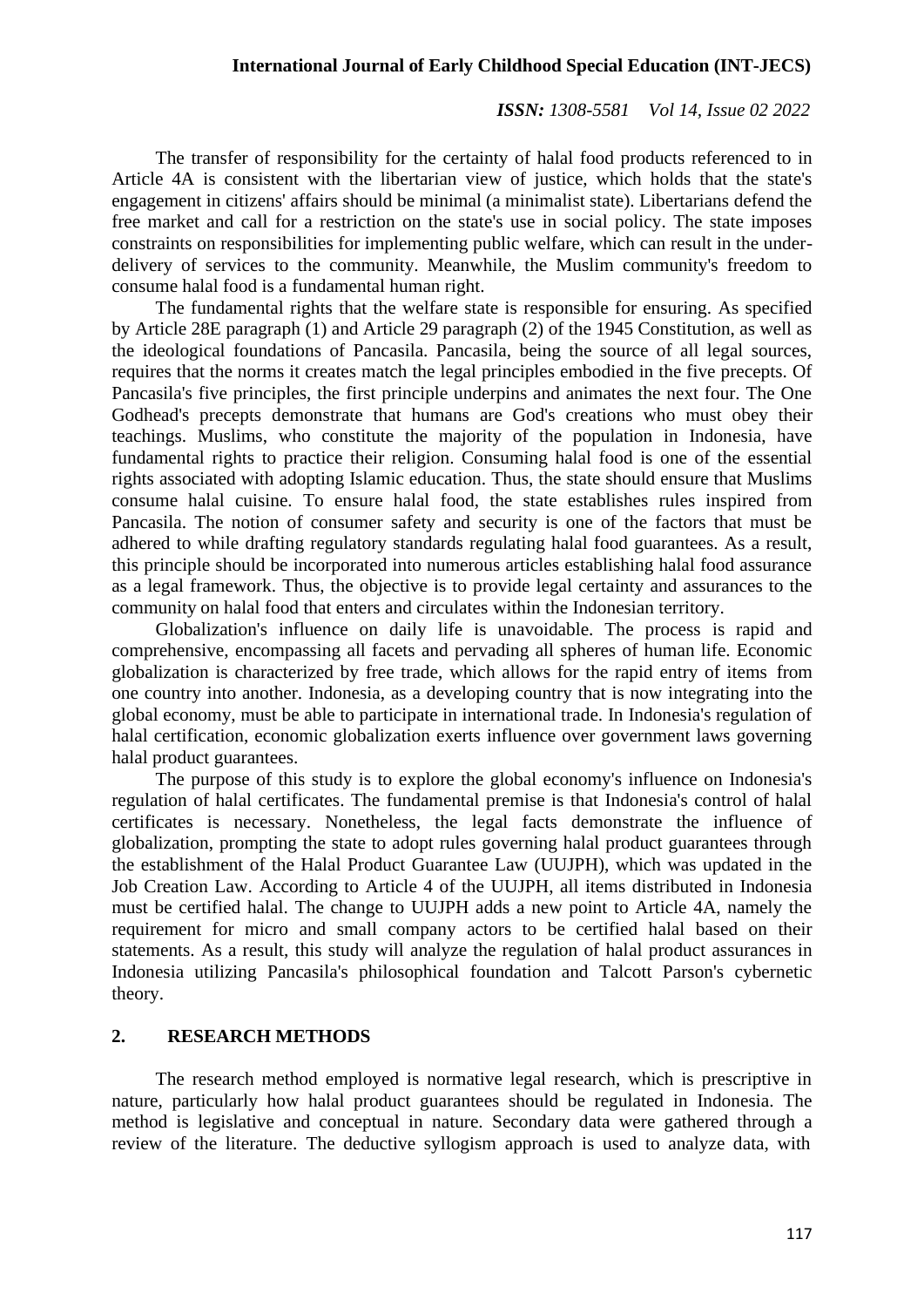The transfer of responsibility for the certainty of halal food products referenced to in Article 4A is consistent with the libertarian view of justice, which holds that the state's engagement in citizens' affairs should be minimal (a minimalist state). Libertarians defend the free market and call for a restriction on the state's use in social policy. The state imposes constraints on responsibilities for implementing public welfare, which can result in the under-delivery of services to the community. Meanwhile, the Muslim community's freedom to consume halal food is a fundamental human right.

The fundamental rights that the welfare state is responsible for ensuring. As specified by Article 28E paragraph (1) and Article 29 paragraph (2) of the 1945 Constitution, as well as the ideological foundations of Pancasila. Pancasila, being the source of all legal sources, requires that the norms it creates match the legal principles embodied in the five precepts. Of Pancasila's five principles, the first principle underpins and animates the next four. The One Godhead's precepts demonstrate that humans are God's creations who must obey their teachings. Muslims, who constitute the majority of the population in Indonesia, have fundamental rights to practice their religion. Consuming halal food is one of the essential rights associated with adopting Islamic education. Thus, the state should ensure that Muslims consume halal cuisine. To ensure halal food, the state establishes rules inspired from Pancasila. The notion of consumer safety and security is one of the factors that must be adhered to while drafting regulatory standards regulating halal food guarantees. As a result, this principle should be incorporated into numerous articles establishing halal food assurance as a legal framework. Thus, the objective is to provide legal certainty and assurances to the community on halal food that enters and circulates within the Indonesian territory.

Globalization's influence on daily life is unavoidable. The process is rapid and comprehensive, encompassing all facets and pervading all spheres of human life. Economic globalization is characterized by free trade, which allows for the rapid entry of items from one country into another. Indonesia, as a developing country that is now integrating into the global economy, must be able to participate in international trade. In Indonesia's regulation of halal certification, economic globalization exerts influence over government laws governing halal product guarantees.

The purpose of this study is to explore the global economy's influence on Indonesia's regulation of halal certificates. The fundamental premise is that Indonesia's control of halal certificates is necessary. Nonetheless, the legal facts demonstrate the influence of globalization, prompting the state to adopt rules governing halal product guarantees through the establishment of the Halal Product Guarantee Law (UUJPH), which was updated in the Job Creation Law. According to Article 4 of the UUJPH, all items distributed in Indonesia must be certified halal. The change to UUJPH adds a new point to Article 4A, namely the requirement for micro and small company actors to be certified halal based on their statements. As a result, this study will analyze the regulation of halal product assurances in Indonesia utilizing Pancasila's philosophical foundation and Talcott Parson's cybernetic theory.

## 2. RESEARCH METHODS

The research method employed is normative legal research, which is prescriptive in nature, particularly how halal product guarantees should be regulated in Indonesia. The method is legislative and conceptual in nature. Secondary data were gathered through a review of the literature. The deductive syllogism approach is used to analyze data, with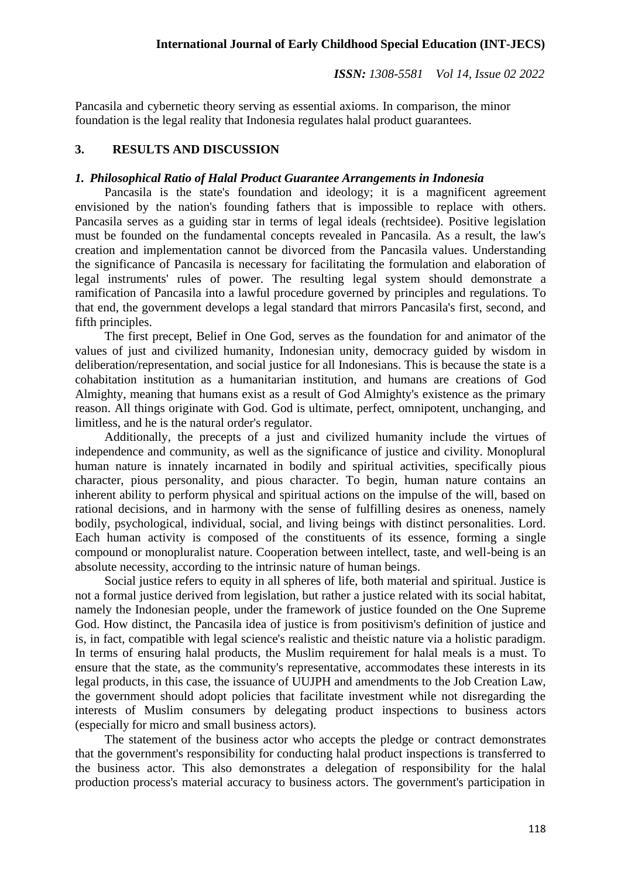Pancasila and cybernetic theory serving as essential axioms. In comparison, the minor foundation is the legal reality that Indonesia regulates halal product guarantees.

## 3. RESULTS AND DISCUSSION

### *1. Philosophical Ratio of Halal Product Guarantee Arrangements in Indonesia*

Pancasila is the state's foundation and ideology; it is a magnificent agreement envisioned by the nation's founding fathers that is impossible to replace with others. Pancasila serves as a guiding star in terms of legal ideals (rechtsidee). Positive legislation must be founded on the fundamental concepts revealed in Pancasila. As a result, the law's creation and implementation cannot be divorced from the Pancasila values. Understanding the significance of Pancasila is necessary for facilitating the formulation and elaboration of legal instruments' rules of power. The resulting legal system should demonstrate a ramification of Pancasila into a lawful procedure governed by principles and regulations. To that end, the government develops a legal standard that mirrors Pancasila's first, second, and fifth principles.

The first precept, Belief in One God, serves as the foundation for and animator of the values of just and civilized humanity, Indonesian unity, democracy guided by wisdom in deliberation/representation, and social justice for all Indonesians. This is because the state is a cohabitation institution as a humanitarian institution, and humans are creations of God Almighty, meaning that humans exist as a result of God Almighty's existence as the primary reason. All things originate with God. God is ultimate, perfect, omnipotent, unchanging, and limitless, and he is the natural order's regulator.

Additionally, the precepts of a just and civilized humanity include the virtues of independence and community, as well as the significance of justice and civility. Monoplural human nature is innately incarnated in bodily and spiritual activities, specifically pious character, pious personality, and pious character. To begin, human nature contains an inherent ability to perform physical and spiritual actions on the impulse of the will, based on rational decisions, and in harmony with the sense of fulfilling desires as oneness, namely bodily, psychological, individual, social, and living beings with distinct personalities. Lord. Each human activity is composed of the constituents of its essence, forming a single compound or monopluralist nature. Cooperation between intellect, taste, and well-being is an absolute necessity, according to the intrinsic nature of human beings.

Social justice refers to equity in all spheres of life, both material and spiritual. Justice is not a formal justice derived from legislation, but rather a justice related with its social habitat, namely the Indonesian people, under the framework of justice founded on the One Supreme God. How distinct, the Pancasila idea of justice is from positivism's definition of justice and is, in fact, compatible with legal science's realistic and theistic nature via a holistic paradigm. In terms of ensuring halal products, the Muslim requirement for halal meals is a must. To ensure that the state, as the community's representative, accommodates these interests in its legal products, in this case, the issuance of UUJPH and amendments to the Job Creation Law, the government should adopt policies that facilitate investment while not disregarding the interests of Muslim consumers by delegating product inspections to business actors (especially for micro and small business actors).

The statement of the business actor who accepts the pledge or contract demonstrates that the government's responsibility for conducting halal product inspections is transferred to the business actor. This also demonstrates a delegation of responsibility for the halal production process's material accuracy to business actors. The government's participation in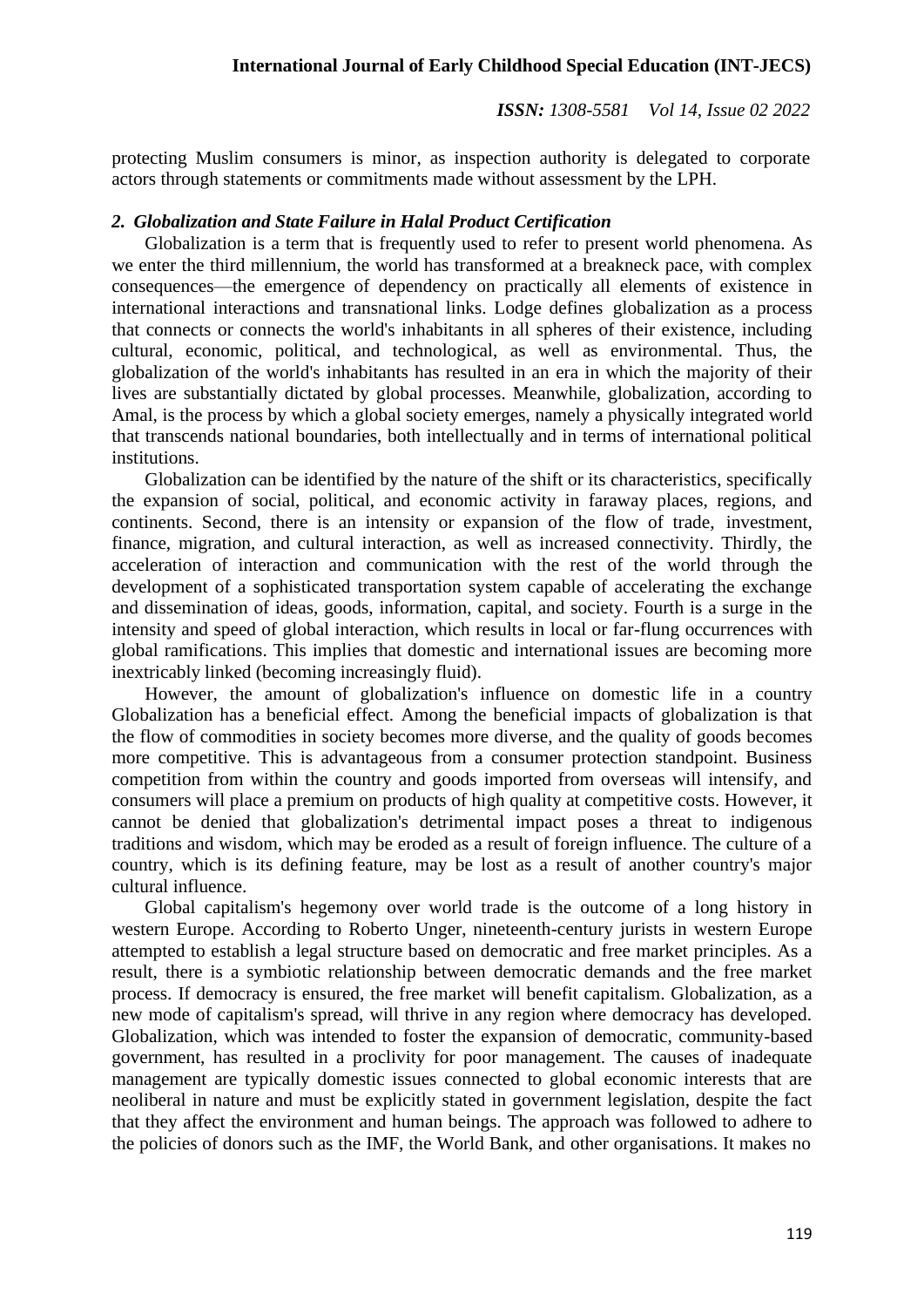protecting Muslim consumers is minor, as inspection authority is delegated to corporate actors through statements or commitments made without assessment by the LPH.

### *2. Globalization and State Failure in Halal Product Certification*

Globalization is a term that is frequently used to refer to present world phenomena. As we enter the third millennium, the world has transformed at a breakneck pace, with complex consequences—the emergence of dependency on practically all elements of existence in international interactions and transnational links. Lodge defines globalization as a process that connects or connects the world's inhabitants in all spheres of their existence, including cultural, economic, political, and technological, as well as environmental. Thus, the globalization of the world's inhabitants has resulted in an era in which the majority of their lives are substantially dictated by global processes. Meanwhile, globalization, according to Amal, is the process by which a global society emerges, namely a physically integrated world that transcends national boundaries, both intellectually and in terms of international political institutions.

Globalization can be identified by the nature of the shift or its characteristics, specifically the expansion of social, political, and economic activity in faraway places, regions, and continents. Second, there is an intensity or expansion of the flow of trade, investment, finance, migration, and cultural interaction, as well as increased connectivity. Thirdly, the acceleration of interaction and communication with the rest of the world through the development of a sophisticated transportation system capable of accelerating the exchange and dissemination of ideas, goods, information, capital, and society. Fourth is a surge in the intensity and speed of global interaction, which results in local or far-flung occurrences with global ramifications. This implies that domestic and international issues are becoming more inextricably linked (becoming increasingly fluid).

However, the amount of globalization's influence on domestic life in a country Globalization has a beneficial effect. Among the beneficial impacts of globalization is that the flow of commodities in society becomes more diverse, and the quality of goods becomes more competitive. This is advantageous from a consumer protection standpoint. Business competition from within the country and goods imported from overseas will intensify, and consumers will place a premium on products of high quality at competitive costs. However, it cannot be denied that globalization's detrimental impact poses a threat to indigenous traditions and wisdom, which may be eroded as a result of foreign influence. The culture of a country, which is its defining feature, may be lost as a result of another country's major cultural influence.

Global capitalism's hegemony over world trade is the outcome of a long history in western Europe. According to Roberto Unger, nineteenth-century jurists in western Europe attempted to establish a legal structure based on democratic and free market principles. As a result, there is a symbiotic relationship between democratic demands and the free market process. If democracy is ensured, the free market will benefit capitalism. Globalization, as a new mode of capitalism's spread, will thrive in any region where democracy has developed. Globalization, which was intended to foster the expansion of democratic, community-based government, has resulted in a proclivity for poor management. The causes of inadequate management are typically domestic issues connected to global economic interests that are neoliberal in nature and must be explicitly stated in government legislation, despite the fact that they affect the environment and human beings. The approach was followed to adhere to the policies of donors such as the IMF, the World Bank, and other organisations. It makes no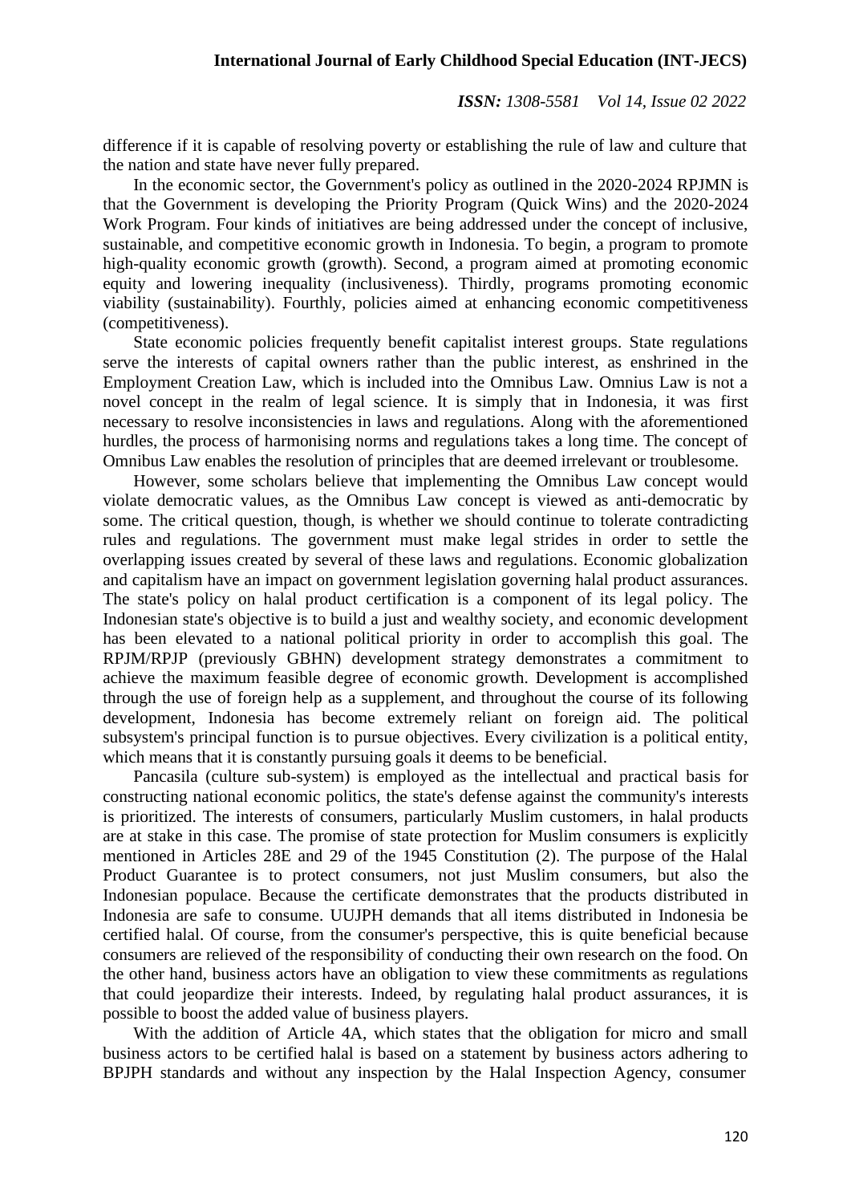difference if it is capable of resolving poverty or establishing the rule of law and culture that the nation and state have never fully prepared.

In the economic sector, the Government's policy as outlined in the 2020-2024 RPJMN is that the Government is developing the Priority Program (Quick Wins) and the 2020-2024 Work Program. Four kinds of initiatives are being addressed under the concept of inclusive, sustainable, and competitive economic growth in Indonesia. To begin, a program to promote high-quality economic growth (growth). Second, a program aimed at promoting economic equity and lowering inequality (inclusiveness). Thirdly, programs promoting economic viability (sustainability). Fourthly, policies aimed at enhancing economic competitiveness (competitiveness).

State economic policies frequently benefit capitalist interest groups. State regulations serve the interests of capital owners rather than the public interest, as enshrined in the Employment Creation Law, which is included into the Omnibus Law. Omnius Law is not a novel concept in the realm of legal science. It is simply that in Indonesia, it was first necessary to resolve inconsistencies in laws and regulations. Along with the aforementioned hurdles, the process of harmonising norms and regulations takes a long time. The concept of Omnibus Law enables the resolution of principles that are deemed irrelevant or troublesome.

However, some scholars believe that implementing the Omnibus Law concept would violate democratic values, as the Omnibus Law concept is viewed as anti-democratic by some. The critical question, though, is whether we should continue to tolerate contradicting rules and regulations. The government must make legal strides in order to settle the overlapping issues created by several of these laws and regulations. Economic globalization and capitalism have an impact on government legislation governing halal product assurances. The state's policy on halal product certification is a component of its legal policy. The Indonesian state's objective is to build a just and wealthy society, and economic development has been elevated to a national political priority in order to accomplish this goal. The RPJM/RPJP (previously GBHN) development strategy demonstrates a commitment to achieve the maximum feasible degree of economic growth. Development is accomplished through the use of foreign help as a supplement, and throughout the course of its following development, Indonesia has become extremely reliant on foreign aid. The political subsystem's principal function is to pursue objectives. Every civilization is a political entity, which means that it is constantly pursuing goals it deems to be beneficial.

Pancasila (culture sub-system) is employed as the intellectual and practical basis for constructing national economic politics, the state's defense against the community's interests is prioritized. The interests of consumers, particularly Muslim customers, in halal products are at stake in this case. The promise of state protection for Muslim consumers is explicitly mentioned in Articles 28E and 29 of the 1945 Constitution (2). The purpose of the Halal Product Guarantee is to protect consumers, not just Muslim consumers, but also the Indonesian populace. Because the certificate demonstrates that the products distributed in Indonesia are safe to consume. UUJPH demands that all items distributed in Indonesia be certified halal. Of course, from the consumer's perspective, this is quite beneficial because consumers are relieved of the responsibility of conducting their own research on the food. On the other hand, business actors have an obligation to view these commitments as regulations that could jeopardize their interests. Indeed, by regulating halal product assurances, it is possible to boost the added value of business players.

With the addition of Article 4A, which states that the obligation for micro and small business actors to be certified halal is based on a statement by business actors adhering to BPJPH standards and without any inspection by the Halal Inspection Agency, consumer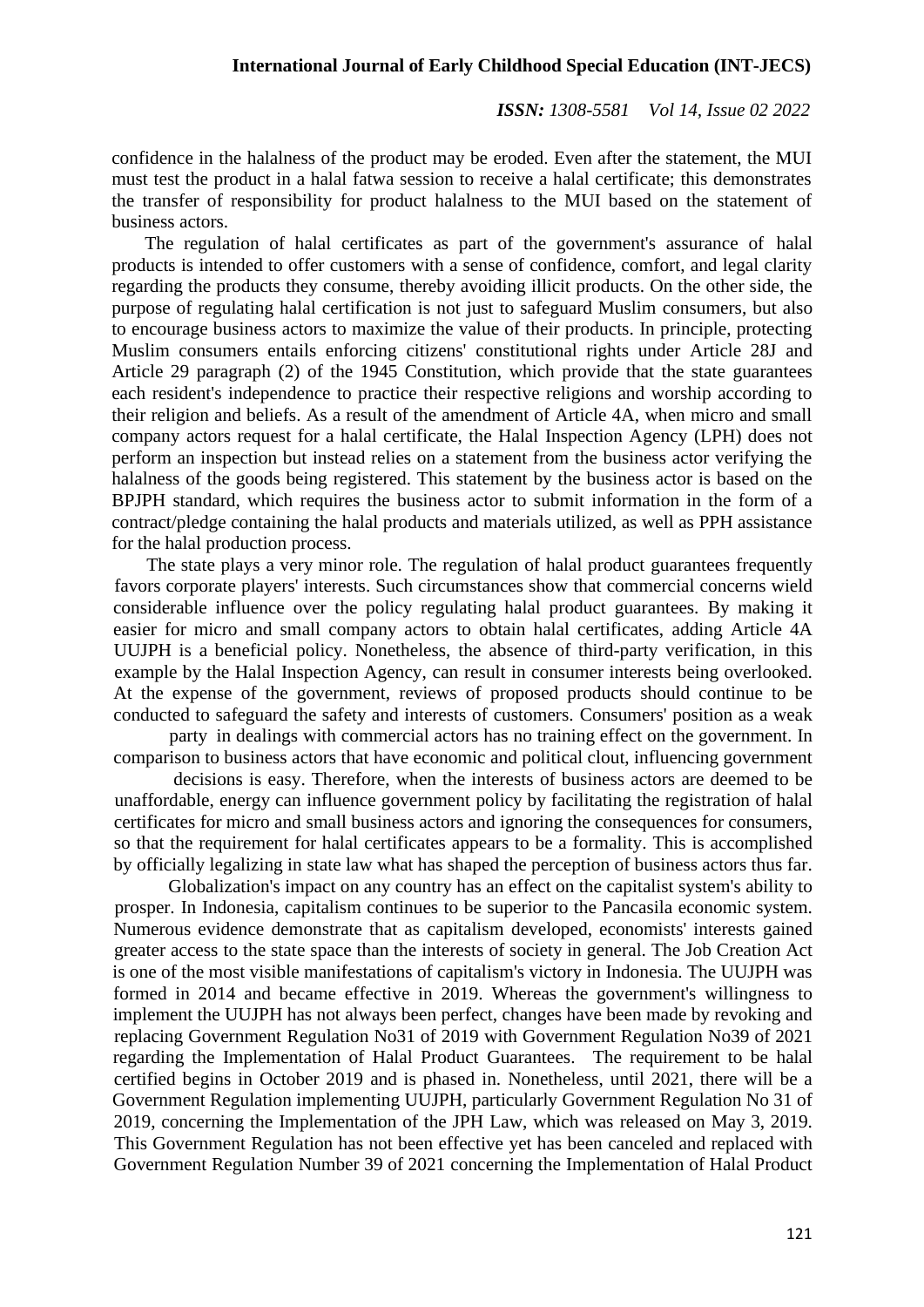confidence in the halalness of the product may be eroded. Even after the statement, the MUI must test the product in a halal fatwa session to receive a halal certificate; this demonstrates the transfer of responsibility for product halalness to the MUI based on the statement of business actors.

The regulation of halal certificates as part of the government's assurance of halal products is intended to offer customers with a sense of confidence, comfort, and legal clarity regarding the products they consume, thereby avoiding illicit products. On the other side, the purpose of regulating halal certification is not just to safeguard Muslim consumers, but also to encourage business actors to maximize the value of their products. In principle, protecting Muslim consumers entails enforcing citizens' constitutional rights under Article 28J and Article 29 paragraph (2) of the 1945 Constitution, which provide that the state guarantees each resident's independence to practice their respective religions and worship according to their religion and beliefs. As a result of the amendment of Article 4A, when micro and small company actors request for a halal certificate, the Halal Inspection Agency (LPH) does not perform an inspection but instead relies on a statement from the business actor verifying the halalness of the goods being registered. This statement by the business actor is based on the BPJPH standard, which requires the business actor to submit information in the form of a contract/pledge containing the halal products and materials utilized, as well as PPH assistance for the halal production process.

The state plays a very minor role. The regulation of halal product guarantees frequently favors corporate players' interests. Such circumstances show that commercial concerns wield considerable influence over the policy regulating halal product guarantees. By making it easier for micro and small company actors to obtain halal certificates, adding Article 4A UUJPH is a beneficial policy. Nonetheless, the absence of third-party verification, in this example by the Halal Inspection Agency, can result in consumer interests being overlooked. At the expense of the government, reviews of proposed products should continue to be conducted to safeguard the safety and interests of customers. Consumers' position as a weak party in dealings with commercial actors has no training effect on the government. In comparison to business actors that have economic and political clout, influencing government decisions is easy. Therefore, when the interests of business actors are deemed to be unaffordable, energy can influence government policy by facilitating the registration of halal certificates for micro and small business actors and ignoring the consequences for consumers, so that the requirement for halal certificates appears to be a formality. This is accomplished by officially legalizing in state law what has shaped the perception of business actors thus far.

Globalization's impact on any country has an effect on the capitalist system's ability to prosper. In Indonesia, capitalism continues to be superior to the Pancasila economic system. Numerous evidence demonstrate that as capitalism developed, economists' interests gained greater access to the state space than the interests of society in general. The Job Creation Act is one of the most visible manifestations of capitalism's victory in Indonesia. The UUJPH was formed in 2014 and became effective in 2019. Whereas the government's willingness to implement the UUJPH has not always been perfect, changes have been made by revoking and replacing Government Regulation No31 of 2019 with Government Regulation No39 of 2021 regarding the Implementation of Halal Product Guarantees. The requirement to be halal certified begins in October 2019 and is phased in. Nonetheless, until 2021, there will be a Government Regulation implementing UUJPH, particularly Government Regulation No 31 of 2019, concerning the Implementation of the JPH Law, which was released on May 3, 2019. This Government Regulation has not been effective yet has been canceled and replaced with Government Regulation Number 39 of 2021 concerning the Implementation of Halal Product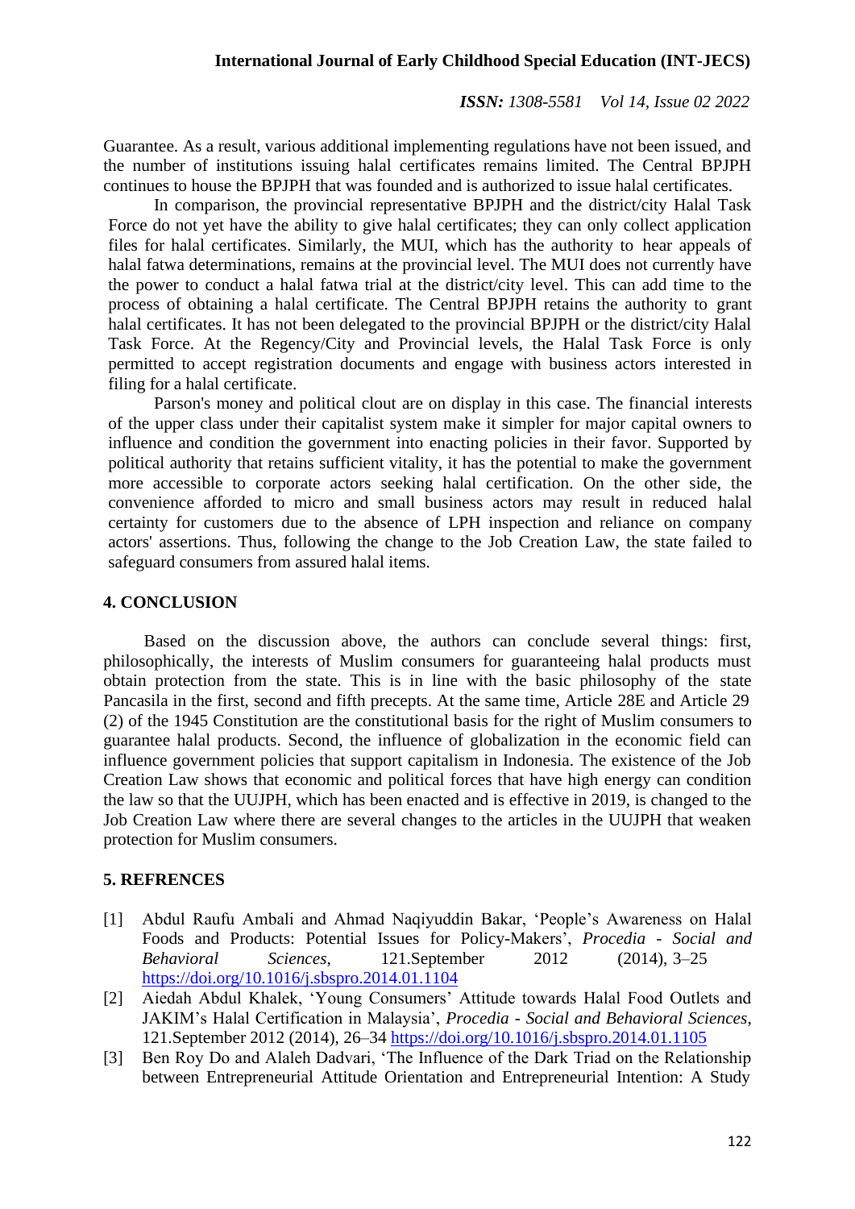Guarantee. As a result, various additional implementing regulations have not been issued, and the number of institutions issuing halal certificates remains limited. The Central BPJPH continues to house the BPJPH that was founded and is authorized to issue halal certificates.

In comparison, the provincial representative BPJPH and the district/city Halal Task Force do not yet have the ability to give halal certificates; they can only collect application files for halal certificates. Similarly, the MUI, which has the authority to hear appeals of halal fatwa determinations, remains at the provincial level. The MUI does not currently have the power to conduct a halal fatwa trial at the district/city level. This can add time to the process of obtaining a halal certificate. The Central BPJPH retains the authority to grant halal certificates. It has not been delegated to the provincial BPJPH or the district/city Halal Task Force. At the Regency/City and Provincial levels, the Halal Task Force is only permitted to accept registration documents and engage with business actors interested in filing for a halal certificate.

Parson's money and political clout are on display in this case. The financial interests of the upper class under their capitalist system make it simpler for major capital owners to influence and condition the government into enacting policies in their favor. Supported by political authority that retains sufficient vitality, it has the potential to make the government more accessible to corporate actors seeking halal certification. On the other side, the convenience afforded to micro and small business actors may result in reduced halal certainty for customers due to the absence of LPH inspection and reliance on company actors' assertions. Thus, following the change to the Job Creation Law, the state failed to safeguard consumers from assured halal items.

## 4. CONCLUSION

Based on the discussion above, the authors can conclude several things: first, philosophically, the interests of Muslim consumers for guaranteeing halal products must obtain protection from the state. This is in line with the basic philosophy of the state Pancasila in the first, second and fifth precepts. At the same time, Article 28E and Article 29 (2) of the 1945 Constitution are the constitutional basis for the right of Muslim consumers to guarantee halal products. Second, the influence of globalization in the economic field can influence government policies that support capitalism in Indonesia. The existence of the Job Creation Law shows that economic and political forces that have high energy can condition the law so that the UUJPH, which has been enacted and is effective in 2019, is changed to the Job Creation Law where there are several changes to the articles in the UUJPH that weaken protection for Muslim consumers.

## 5. REFRENCES

[1] Abdul Raufu Ambali and Ahmad Naqiyuddin Bakar, 'People's Awareness on Halal Foods and Products: Potential Issues for Policy-Makers', *Procedia - Social and Behavioral Sciences*, 121.September 2012 (2014), 3–25 https://doi.org/10.1016/j.sbspro.2014.01.1104

[2] Aiedah Abdul Khalek, 'Young Consumers' Attitude towards Halal Food Outlets and JAKIM's Halal Certification in Malaysia', *Procedia - Social and Behavioral Sciences*, 121.September 2012 (2014), 26–34 https://doi.org/10.1016/j.sbspro.2014.01.1105

[3] Ben Roy Do and Alaleh Dadvari, 'The Influence of the Dark Triad on the Relationship between Entrepreneurial Attitude Orientation and Entrepreneurial Intention: A Study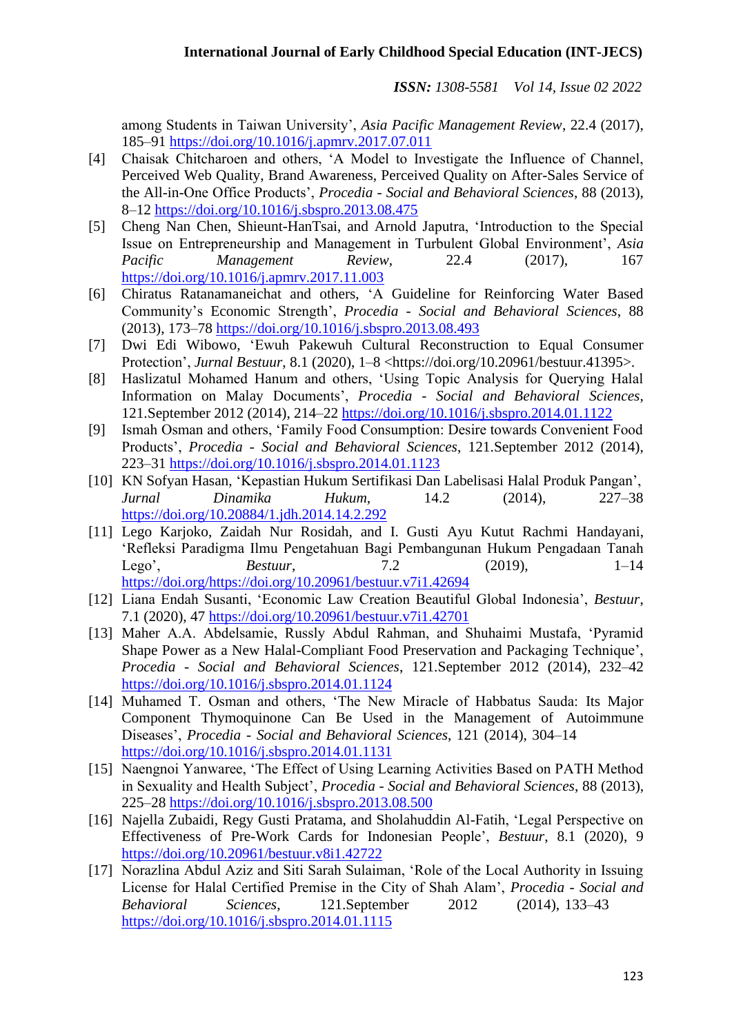among Students in Taiwan University', *Asia Pacific Management Review*, 22.4 (2017), 185–91 https://doi.org/10.1016/j.apmrv.2017.07.011

[4] Chaisak Chitcharoen and others, 'A Model to Investigate the Influence of Channel, Perceived Web Quality, Brand Awareness, Perceived Quality on After-Sales Service of the All-in-One Office Products', *Procedia - Social and Behavioral Sciences*, 88 (2013), 8–12 https://doi.org/10.1016/j.sbspro.2013.08.475

[5] Cheng Nan Chen, Shieunt-HanTsai, and Arnold Japutra, 'Introduction to the Special Issue on Entrepreneurship and Management in Turbulent Global Environment', *Asia Pacific Management Review*, 22.4 (2017), 167 https://doi.org/10.1016/j.apmrv.2017.11.003

[6] Chiratus Ratanamaneichat and others, 'A Guideline for Reinforcing Water Based Community's Economic Strength', *Procedia - Social and Behavioral Sciences*, 88 (2013), 173–78 https://doi.org/10.1016/j.sbspro.2013.08.493

[7] Dwi Edi Wibowo, 'Ewuh Pakewuh Cultural Reconstruction to Equal Consumer Protection', *Jurnal Bestuur*, 8.1 (2020), 1–8 <https://doi.org/10.20961/bestuur.41395>.

[8] Haslizatul Mohamed Hanum and others, 'Using Topic Analysis for Querying Halal Information on Malay Documents', *Procedia - Social and Behavioral Sciences*, 121.September 2012 (2014), 214–22 https://doi.org/10.1016/j.sbspro.2014.01.1122

[9] Ismah Osman and others, 'Family Food Consumption: Desire towards Convenient Food Products', *Procedia - Social and Behavioral Sciences*, 121.September 2012 (2014), 223–31 https://doi.org/10.1016/j.sbspro.2014.01.1123

[10] KN Sofyan Hasan, 'Kepastian Hukum Sertifikasi Dan Labelisasi Halal Produk Pangan', *Jurnal Dinamika Hukum*, 14.2 (2014), 227–38 https://doi.org/10.20884/1.jdh.2014.14.2.292

[11] Lego Karjoko, Zaidah Nur Rosidah, and I. Gusti Ayu Kutut Rachmi Handayani, 'Refleksi Paradigma Ilmu Pengetahuan Bagi Pembangunan Hukum Pengadaan Tanah Lego', *Bestuur*, 7.2 (2019), 1–14 https://doi.org/https://doi.org/10.20961/bestuur.v7i1.42694

[12] Liana Endah Susanti, 'Economic Law Creation Beautiful Global Indonesia', *Bestuur*, 7.1 (2020), 47 https://doi.org/10.20961/bestuur.v7i1.42701

[13] Maher A.A. Abdelsamie, Russly Abdul Rahman, and Shuhaimi Mustafa, 'Pyramid Shape Power as a New Halal-Compliant Food Preservation and Packaging Technique', *Procedia - Social and Behavioral Sciences*, 121.September 2012 (2014), 232–42 https://doi.org/10.1016/j.sbspro.2014.01.1124

[14] Muhamed T. Osman and others, 'The New Miracle of Habbatus Sauda: Its Major Component Thymoquinone Can Be Used in the Management of Autoimmune Diseases', *Procedia - Social and Behavioral Sciences*, 121 (2014), 304–14 https://doi.org/10.1016/j.sbspro.2014.01.1131

[15] Naengnoi Yanwaree, 'The Effect of Using Learning Activities Based on PATH Method in Sexuality and Health Subject', *Procedia - Social and Behavioral Sciences*, 88 (2013), 225–28 https://doi.org/10.1016/j.sbspro.2013.08.500

[16] Najella Zubaidi, Regy Gusti Pratama, and Sholahuddin Al-Fatih, 'Legal Perspective on Effectiveness of Pre-Work Cards for Indonesian People', *Bestuur*, 8.1 (2020), 9 https://doi.org/10.20961/bestuur.v8i1.42722

[17] Norazlina Abdul Aziz and Siti Sarah Sulaiman, 'Role of the Local Authority in Issuing License for Halal Certified Premise in the City of Shah Alam', *Procedia - Social and Behavioral Sciences*, 121.September 2012 (2014), 133–43 https://doi.org/10.1016/j.sbspro.2014.01.1115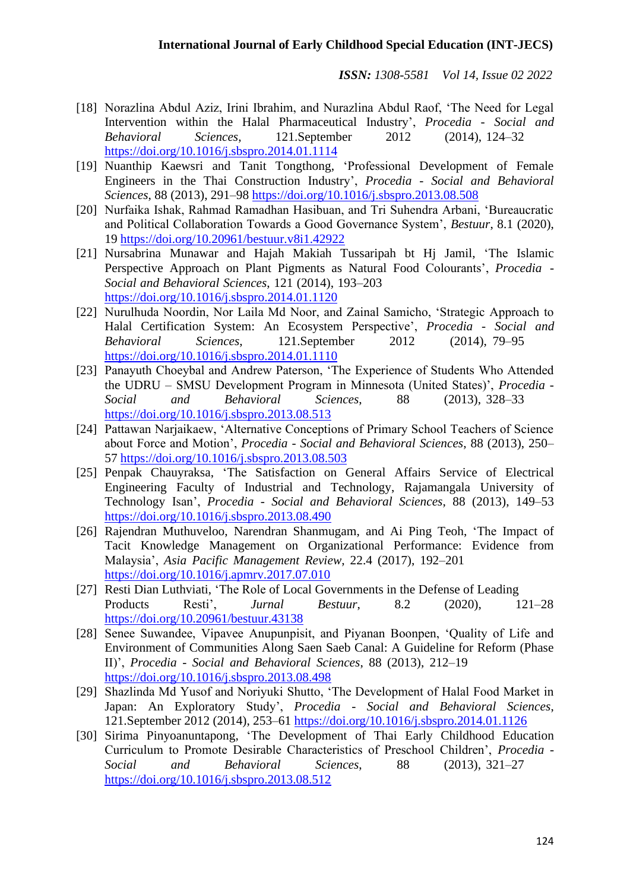[18] Norazlina Abdul Aziz, Irini Ibrahim, and Nurazlina Abdul Raof, 'The Need for Legal Intervention within the Halal Pharmaceutical Industry', *Procedia - Social and Behavioral Sciences*, 121.September 2012 (2014), 124–32 https://doi.org/10.1016/j.sbspro.2014.01.1114

[19] Nuanthip Kaewsri and Tanit Tongthong, 'Professional Development of Female Engineers in the Thai Construction Industry', *Procedia - Social and Behavioral Sciences*, 88 (2013), 291–98 https://doi.org/10.1016/j.sbspro.2013.08.508

[20] Nurfaika Ishak, Rahmad Ramadhan Hasibuan, and Tri Suhendra Arbani, 'Bureaucratic and Political Collaboration Towards a Good Governance System', *Bestuur*, 8.1 (2020), 19 https://doi.org/10.20961/bestuur.v8i1.42922

[21] Nursabrina Munawar and Hajah Makiah Tussaripah bt Hj Jamil, 'The Islamic Perspective Approach on Plant Pigments as Natural Food Colourants', *Procedia - Social and Behavioral Sciences*, 121 (2014), 193–203 https://doi.org/10.1016/j.sbspro.2014.01.1120

[22] Nurulhuda Noordin, Nor Laila Md Noor, and Zainal Samicho, 'Strategic Approach to Halal Certification System: An Ecosystem Perspective', *Procedia - Social and Behavioral Sciences*, 121.September 2012 (2014), 79–95 https://doi.org/10.1016/j.sbspro.2014.01.1110

[23] Panayuth Choeybal and Andrew Paterson, 'The Experience of Students Who Attended the UDRU – SMSU Development Program in Minnesota (United States)', *Procedia - Social and Behavioral Sciences*, 88 (2013), 328–33 https://doi.org/10.1016/j.sbspro.2013.08.513

[24] Pattawan Narjaikaew, 'Alternative Conceptions of Primary School Teachers of Science about Force and Motion', *Procedia - Social and Behavioral Sciences*, 88 (2013), 250–57 https://doi.org/10.1016/j.sbspro.2013.08.503

[25] Penpak Chauyraksa, 'The Satisfaction on General Affairs Service of Electrical Engineering Faculty of Industrial and Technology, Rajamangala University of Technology Isan', *Procedia - Social and Behavioral Sciences*, 88 (2013), 149–53 https://doi.org/10.1016/j.sbspro.2013.08.490

[26] Rajendran Muthuveloo, Narendran Shanmugam, and Ai Ping Teoh, 'The Impact of Tacit Knowledge Management on Organizational Performance: Evidence from Malaysia', *Asia Pacific Management Review*, 22.4 (2017), 192–201 https://doi.org/10.1016/j.apmrv.2017.07.010

[27] Resti Dian Luthviati, 'The Role of Local Governments in the Defense of Leading Products Resti', *Jurnal Bestuur*, 8.2 (2020), 121–28 https://doi.org/10.20961/bestuur.43138

[28] Senee Suwandee, Vipavee Anupunpisit, and Piyanan Boonpen, 'Quality of Life and Environment of Communities Along Saen Saeb Canal: A Guideline for Reform (Phase II)', *Procedia - Social and Behavioral Sciences*, 88 (2013), 212–19 https://doi.org/10.1016/j.sbspro.2013.08.498

[29] Shazlinda Md Yusof and Noriyuki Shutto, 'The Development of Halal Food Market in Japan: An Exploratory Study', *Procedia - Social and Behavioral Sciences*, 121.September 2012 (2014), 253–61 https://doi.org/10.1016/j.sbspro.2014.01.1126

[30] Sirima Pinyoanuntapong, 'The Development of Thai Early Childhood Education Curriculum to Promote Desirable Characteristics of Preschool Children', *Procedia - Social and Behavioral Sciences*, 88 (2013), 321–27 https://doi.org/10.1016/j.sbspro.2013.08.512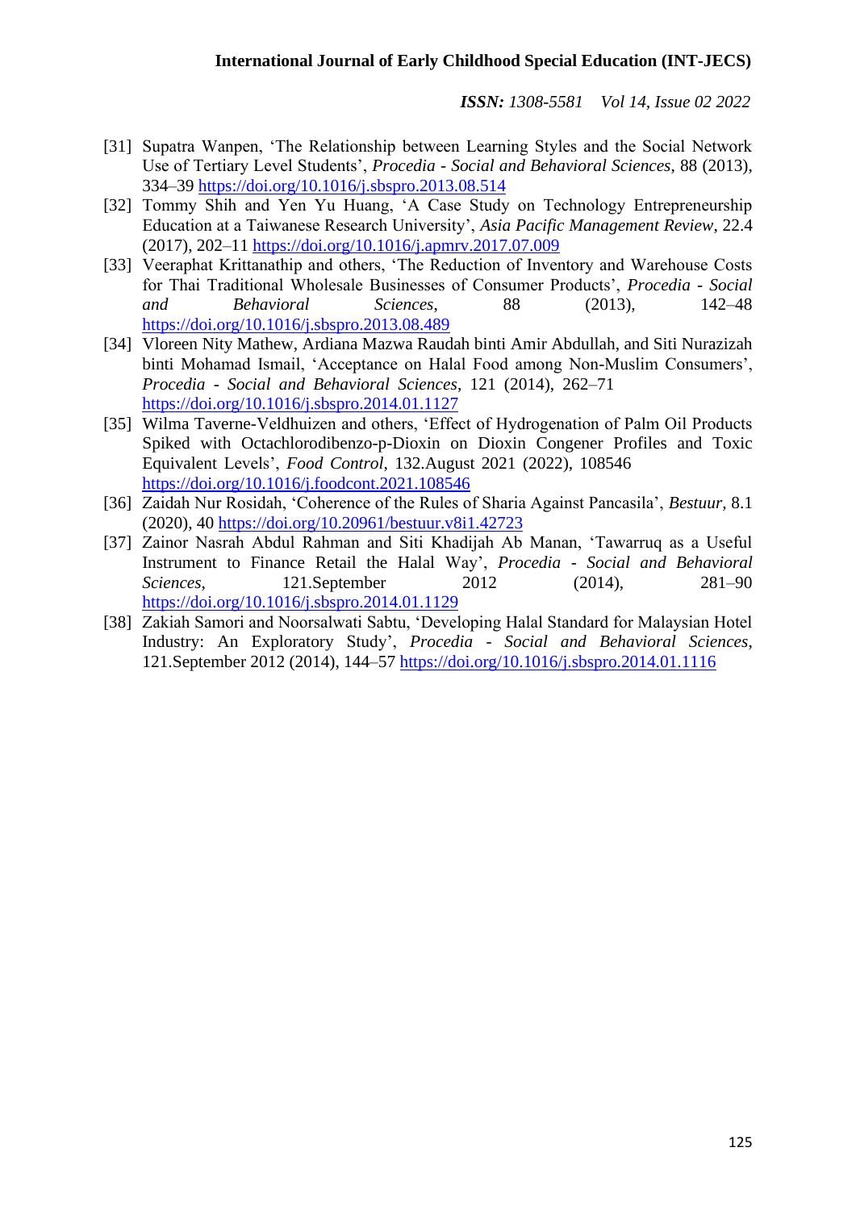[31] Supatra Wanpen, 'The Relationship between Learning Styles and the Social Network Use of Tertiary Level Students', *Procedia - Social and Behavioral Sciences*, 88 (2013), 334–39 https://doi.org/10.1016/j.sbspro.2013.08.514

[32] Tommy Shih and Yen Yu Huang, 'A Case Study on Technology Entrepreneurship Education at a Taiwanese Research University', *Asia Pacific Management Review*, 22.4 (2017), 202–11 https://doi.org/10.1016/j.apmrv.2017.07.009

[33] Veeraphat Krittanathip and others, 'The Reduction of Inventory and Warehouse Costs for Thai Traditional Wholesale Businesses of Consumer Products', *Procedia - Social and Behavioral Sciences*, 88 (2013), 142–48 https://doi.org/10.1016/j.sbspro.2013.08.489

[34] Vloreen Nity Mathew, Ardiana Mazwa Raudah binti Amir Abdullah, and Siti Nurazizah binti Mohamad Ismail, 'Acceptance on Halal Food among Non-Muslim Consumers', *Procedia - Social and Behavioral Sciences*, 121 (2014), 262–71 https://doi.org/10.1016/j.sbspro.2014.01.1127

[35] Wilma Taverne-Veldhuizen and others, 'Effect of Hydrogenation of Palm Oil Products Spiked with Octachlorodibenzo-p-Dioxin on Dioxin Congener Profiles and Toxic Equivalent Levels', *Food Control*, 132.August 2021 (2022), 108546 https://doi.org/10.1016/j.foodcont.2021.108546

[36] Zaidah Nur Rosidah, 'Coherence of the Rules of Sharia Against Pancasila', *Bestuur*, 8.1 (2020), 40 https://doi.org/10.20961/bestuur.v8i1.42723

[37] Zainor Nasrah Abdul Rahman and Siti Khadijah Ab Manan, 'Tawarruq as a Useful Instrument to Finance Retail the Halal Way', *Procedia - Social and Behavioral Sciences*, 121.September 2012 (2014), 281–90 https://doi.org/10.1016/j.sbspro.2014.01.1129

[38] Zakiah Samori and Noorsalwati Sabtu, 'Developing Halal Standard for Malaysian Hotel Industry: An Exploratory Study', *Procedia - Social and Behavioral Sciences*, 121.September 2012 (2014), 144–57 https://doi.org/10.1016/j.sbspro.2014.01.1116